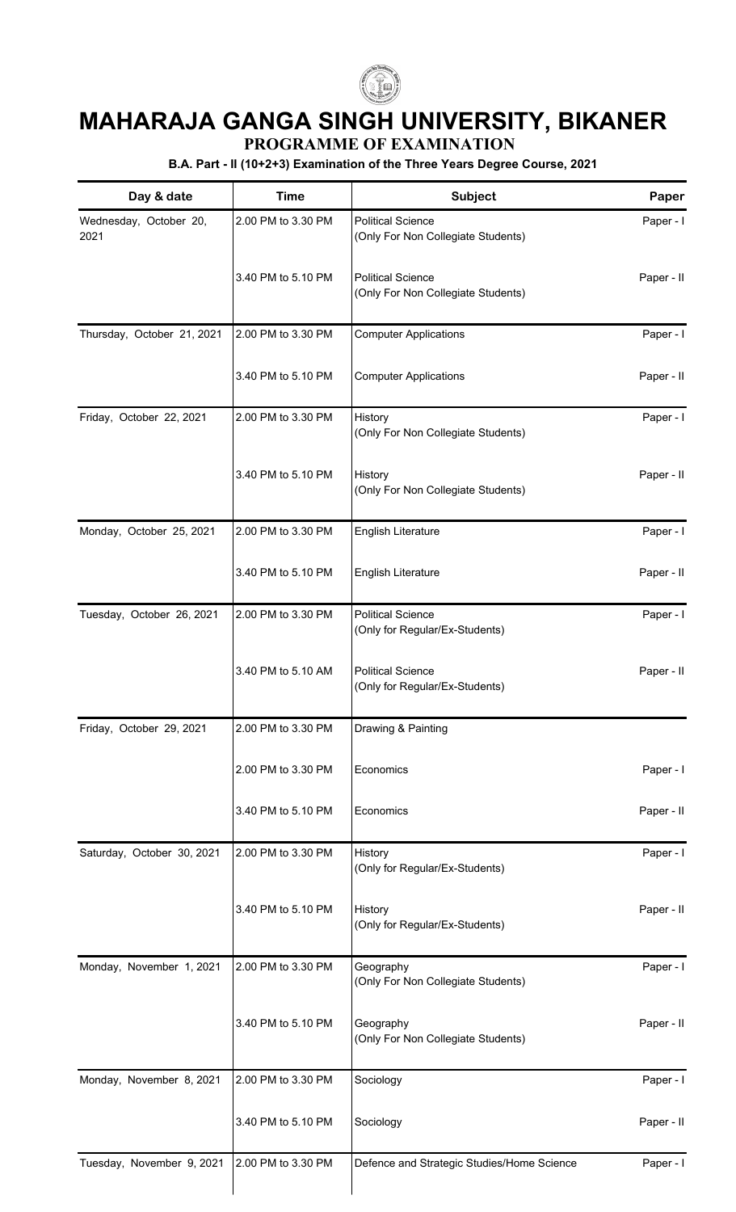# MAHARAJA GANGA SINGH UNIVERSITY, BIKANER

## PROGRAMME OF EXAMINATION

### B.A. Part - II (10+2+3) Examination of the Three Years Degree Course, 2021

| Day & date | Time | Subject | Paper |
|---|---|---|---|
| Wednesday, October 20, 2021 | 2.00 PM to 3.30 PM | Political Science (Only For Non Collegiate Students) | Paper - I |
| | 3.40 PM to 5.10 PM | Political Science (Only For Non Collegiate Students) | Paper - II |
| Thursday, October 21, 2021 | 2.00 PM to 3.30 PM | Computer Applications | Paper - I |
| | 3.40 PM to 5.10 PM | Computer Applications | Paper - II |
| Friday, October 22, 2021 | 2.00 PM to 3.30 PM | History (Only For Non Collegiate Students) | Paper - I |
| | 3.40 PM to 5.10 PM | History (Only For Non Collegiate Students) | Paper - II |
| Monday, October 25, 2021 | 2.00 PM to 3.30 PM | English Literature | Paper - I |
| | 3.40 PM to 5.10 PM | English Literature | Paper - II |
| Tuesday, October 26, 2021 | 2.00 PM to 3.30 PM | Political Science (Only for Regular/Ex-Students) | Paper - I |
| | 3.40 PM to 5.10 AM | Political Science (Only for Regular/Ex-Students) | Paper - II |
| Friday, October 29, 2021 | 2.00 PM to 3.30 PM | Drawing & Painting | |
| | 2.00 PM to 3.30 PM | Economics | Paper - I |
| | 3.40 PM to 5.10 PM | Economics | Paper - II |
| Saturday, October 30, 2021 | 2.00 PM to 3.30 PM | History (Only for Regular/Ex-Students) | Paper - I |
| | 3.40 PM to 5.10 PM | History (Only for Regular/Ex-Students) | Paper - II |
| Monday, November 1, 2021 | 2.00 PM to 3.30 PM | Geography (Only For Non Collegiate Students) | Paper - I |
| | 3.40 PM to 5.10 PM | Geography (Only For Non Collegiate Students) | Paper - II |
| Monday, November 8, 2021 | 2.00 PM to 3.30 PM | Sociology | Paper - I |
| | 3.40 PM to 5.10 PM | Sociology | Paper - II |
| Tuesday, November 9, 2021 | 2.00 PM to 3.30 PM | Defence and Strategic Studies/Home Science | Paper - I |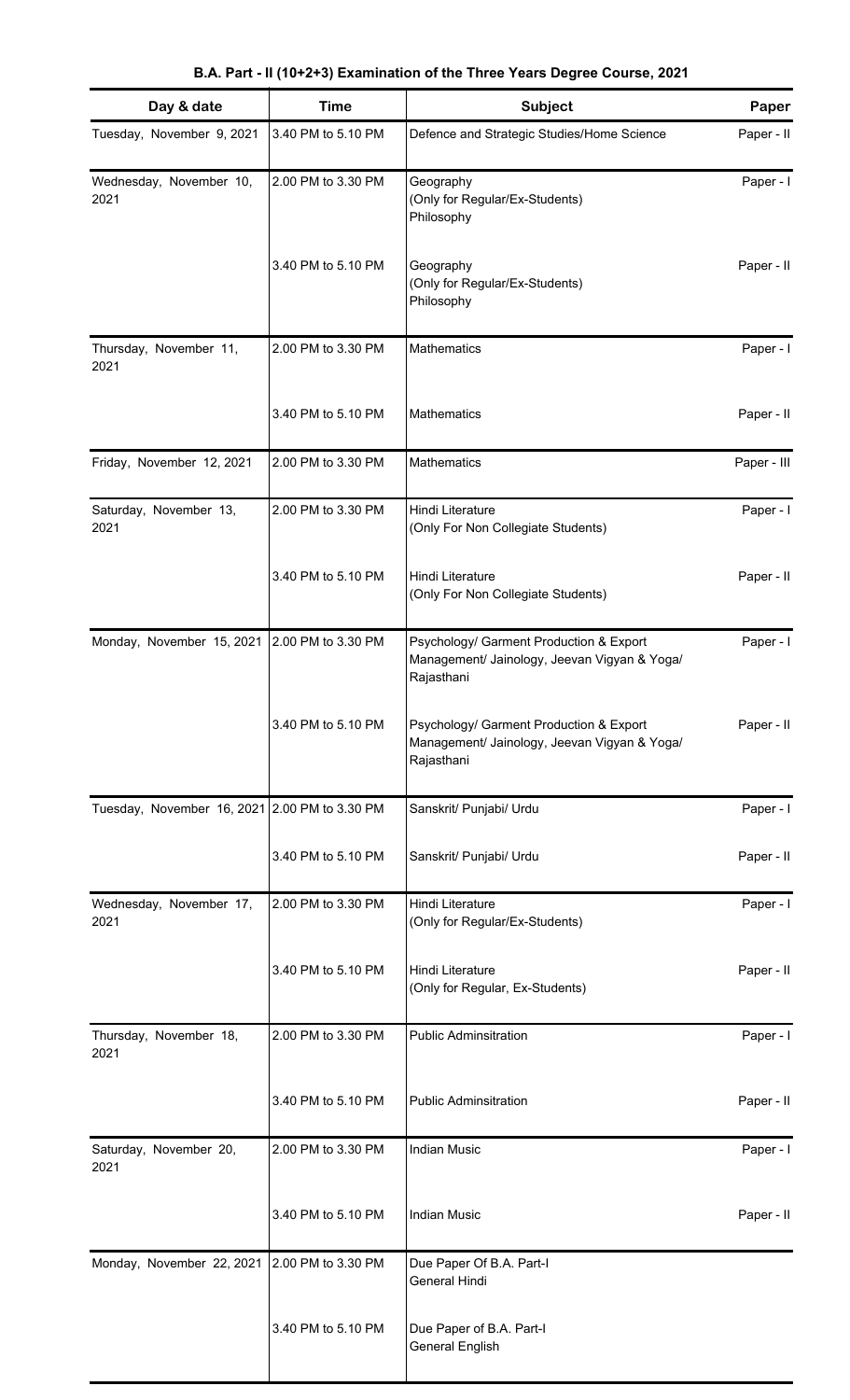**B.A. Part - II (10+2+3) Examination of the Three Years Degree Course, 2021**

| Day & date | Time | Subject | Paper |
|---|---|---|---|
| Tuesday, November 9, 2021 | 3.40 PM to 5.10 PM | Defence and Strategic Studies/Home Science | Paper - II |
| Wednesday, November 10, 2021 | 2.00 PM to 3.30 PM | Geography (Only for Regular/Ex-Students) Philosophy | Paper - I |
| | 3.40 PM to 5.10 PM | Geography (Only for Regular/Ex-Students) Philosophy | Paper - II |
| Thursday, November 11, 2021 | 2.00 PM to 3.30 PM | Mathematics | Paper - I |
| | 3.40 PM to 5.10 PM | Mathematics | Paper - II |
| Friday, November 12, 2021 | 2.00 PM to 3.30 PM | Mathematics | Paper - III |
| Saturday, November 13, 2021 | 2.00 PM to 3.30 PM | Hindi Literature (Only For Non Collegiate Students) | Paper - I |
| | 3.40 PM to 5.10 PM | Hindi Literature (Only For Non Collegiate Students) | Paper - II |
| Monday, November 15, 2021 | 2.00 PM to 3.30 PM | Psychology/ Garment Production & Export Management/ Jainology, Jeevan Vigyan & Yoga/ Rajasthani | Paper - I |
| | 3.40 PM to 5.10 PM | Psychology/ Garment Production & Export Management/ Jainology, Jeevan Vigyan & Yoga/ Rajasthani | Paper - II |
| Tuesday, November 16, 2021 | 2.00 PM to 3.30 PM | Sanskrit/ Punjabi/ Urdu | Paper - I |
| | 3.40 PM to 5.10 PM | Sanskrit/ Punjabi/ Urdu | Paper - II |
| Wednesday, November 17, 2021 | 2.00 PM to 3.30 PM | Hindi Literature (Only for Regular/Ex-Students) | Paper - I |
| | 3.40 PM to 5.10 PM | Hindi Literature (Only for Regular, Ex-Students) | Paper - II |
| Thursday, November 18, 2021 | 2.00 PM to 3.30 PM | Public Adminsitration | Paper - I |
| | 3.40 PM to 5.10 PM | Public Adminsitration | Paper - II |
| Saturday, November 20, 2021 | 2.00 PM to 3.30 PM | Indian Music | Paper - I |
| | 3.40 PM to 5.10 PM | Indian Music | Paper - II |
| Monday, November 22, 2021 | 2.00 PM to 3.30 PM | Due Paper Of B.A. Part-I General Hindi | |
| | 3.40 PM to 5.10 PM | Due Paper of B.A. Part-I General English | |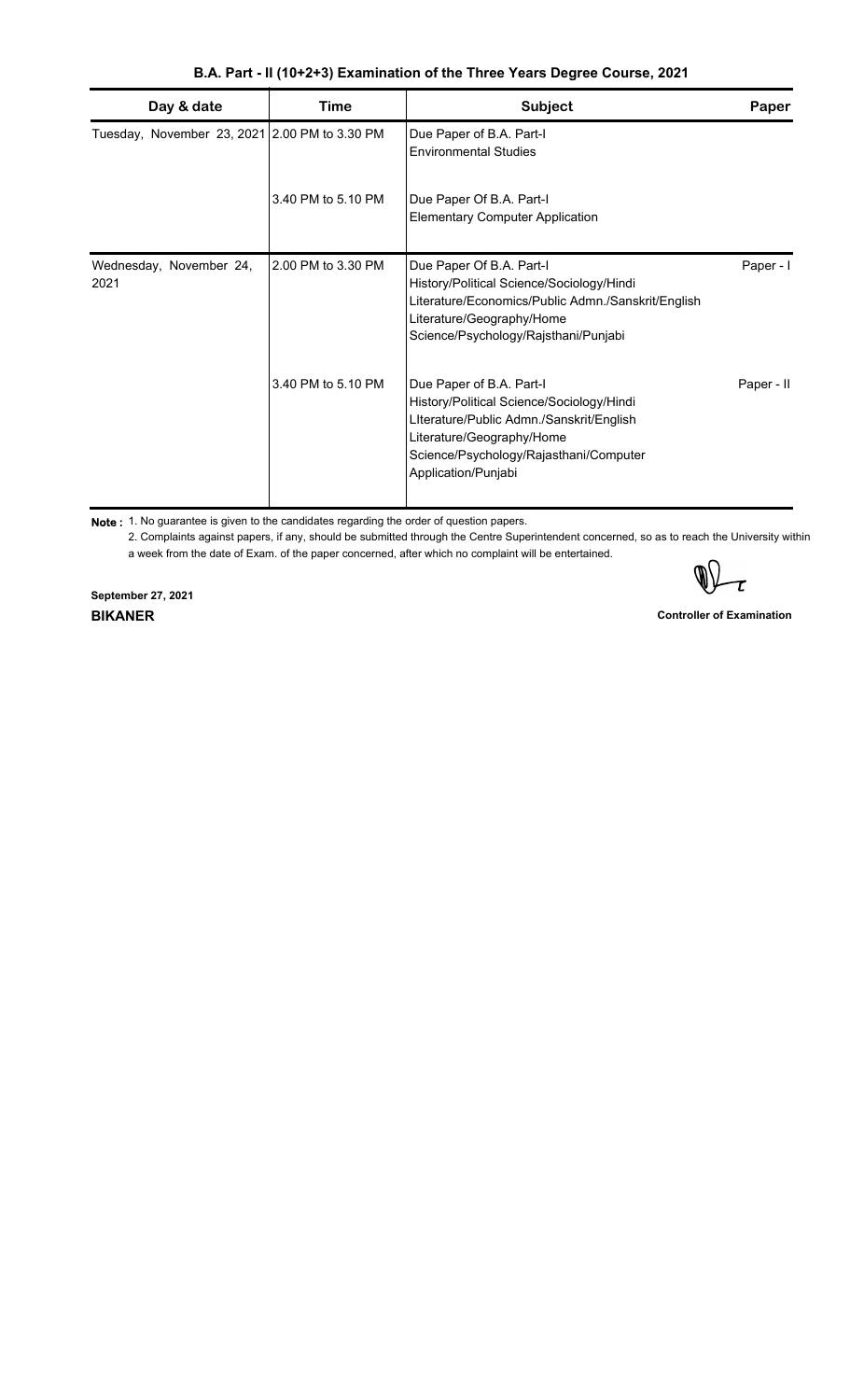## B.A. Part - II (10+2+3) Examination of the Three Years Degree Course, 2021

| Day & date | Time | Subject | Paper |
|---|---|---|---|
| Tuesday, November 23, 2021 | 2.00 PM to 3.30 PM | Due Paper of B.A. Part-I<br>Environmental Studies | |
| | 3.40 PM to 5.10 PM | Due Paper Of B.A. Part-I<br>Elementary Computer Application | |
| Wednesday, November 24, 2021 | 2.00 PM to 3.30 PM | Due Paper Of B.A. Part-I<br>History/Political Science/Sociology/Hindi Literature/Economics/Public Admn./Sanskrit/English Literature/Geography/Home Science/Psychology/Rajsthani/Punjabi | Paper - I |
| | 3.40 PM to 5.10 PM | Due Paper of B.A. Part-I<br>History/Political Science/Sociology/Hindi LIterature/Public Admn./Sanskrit/English Literature/Geography/Home Science/Psychology/Rajasthani/Computer Application/Punjabi | Paper - II |

**Note :** 1. No guarantee is given to the candidates regarding the order of question papers.

2. Complaints against papers, if any, should be submitted through the Centre Superintendent concerned, so as to reach the University within a week from the date of Exam. of the paper concerned, after which no complaint will be entertained.

**September 27, 2021**

**BIKANER**

**Controller of Examination**